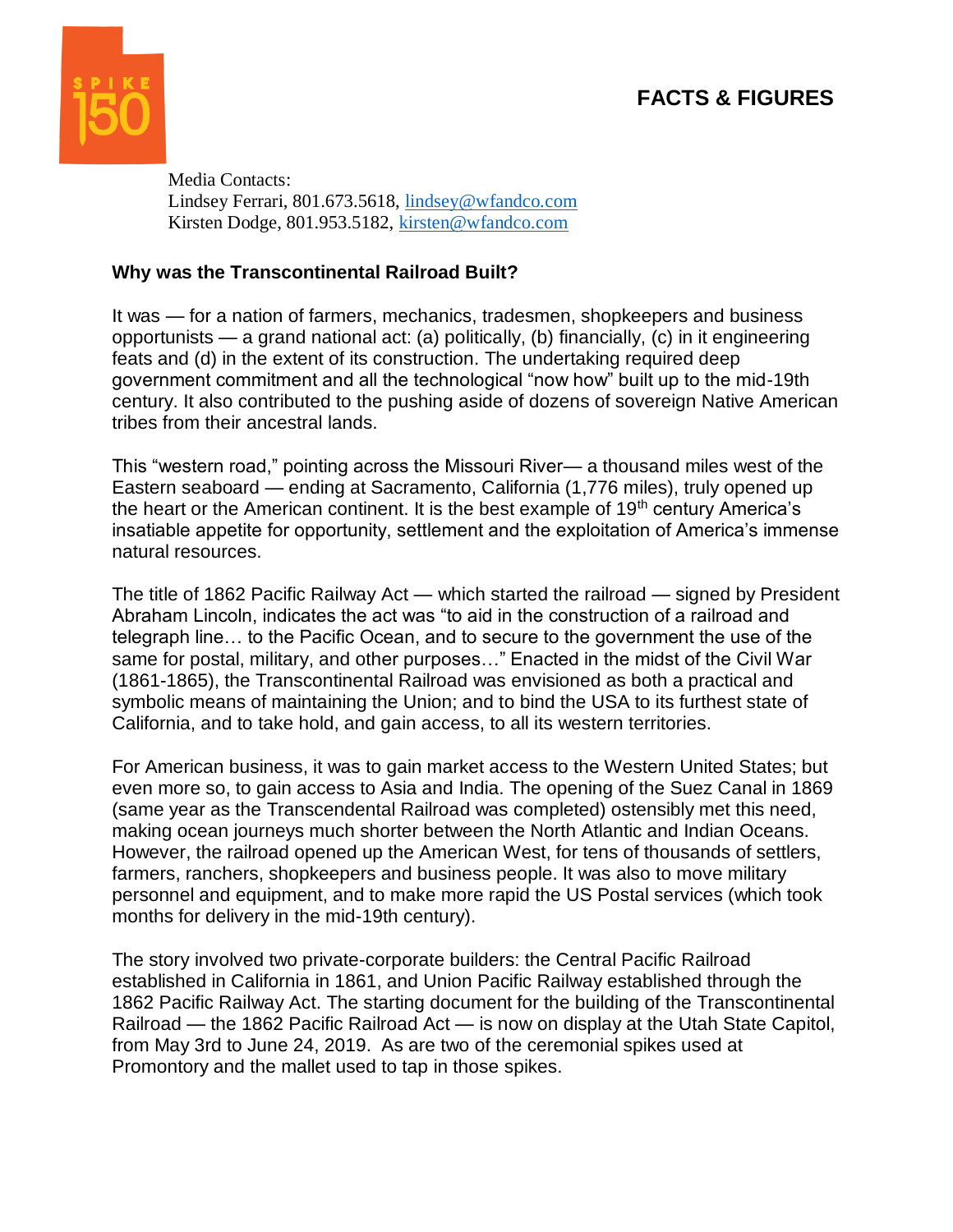SPIKE 150

# FACTS & FIGURES

Media Contacts:
Lindsey Ferrari, 801.673.5618, lindsey@wfandco.com
Kirsten Dodge, 801.953.5182, kirsten@wfandco.com

**Why was the Transcontinental Railroad Built?**

It was — for a nation of farmers, mechanics, tradesmen, shopkeepers and business opportunists — a grand national act: (a) politically, (b) financially, (c) in it engineering feats and (d) in the extent of its construction. The undertaking required deep government commitment and all the technological "now how" built up to the mid-19th century. It also contributed to the pushing aside of dozens of sovereign Native American tribes from their ancestral lands.

This "western road," pointing across the Missouri River— a thousand miles west of the Eastern seaboard — ending at Sacramento, California (1,776 miles), truly opened up the heart or the American continent. It is the best example of 19th century America's insatiable appetite for opportunity, settlement and the exploitation of America's immense natural resources.

The title of 1862 Pacific Railway Act — which started the railroad — signed by President Abraham Lincoln, indicates the act was "to aid in the construction of a railroad and telegraph line… to the Pacific Ocean, and to secure to the government the use of the same for postal, military, and other purposes…" Enacted in the midst of the Civil War (1861-1865), the Transcontinental Railroad was envisioned as both a practical and symbolic means of maintaining the Union; and to bind the USA to its furthest state of California, and to take hold, and gain access, to all its western territories.

For American business, it was to gain market access to the Western United States; but even more so, to gain access to Asia and India. The opening of the Suez Canal in 1869 (same year as the Transcendental Railroad was completed) ostensibly met this need, making ocean journeys much shorter between the North Atlantic and Indian Oceans. However, the railroad opened up the American West, for tens of thousands of settlers, farmers, ranchers, shopkeepers and business people. It was also to move military personnel and equipment, and to make more rapid the US Postal services (which took months for delivery in the mid-19th century).

The story involved two private-corporate builders: the Central Pacific Railroad established in California in 1861, and Union Pacific Railway established through the 1862 Pacific Railway Act. The starting document for the building of the Transcontinental Railroad — the 1862 Pacific Railroad Act — is now on display at the Utah State Capitol, from May 3rd to June 24, 2019. As are two of the ceremonial spikes used at Promontory and the mallet used to tap in those spikes.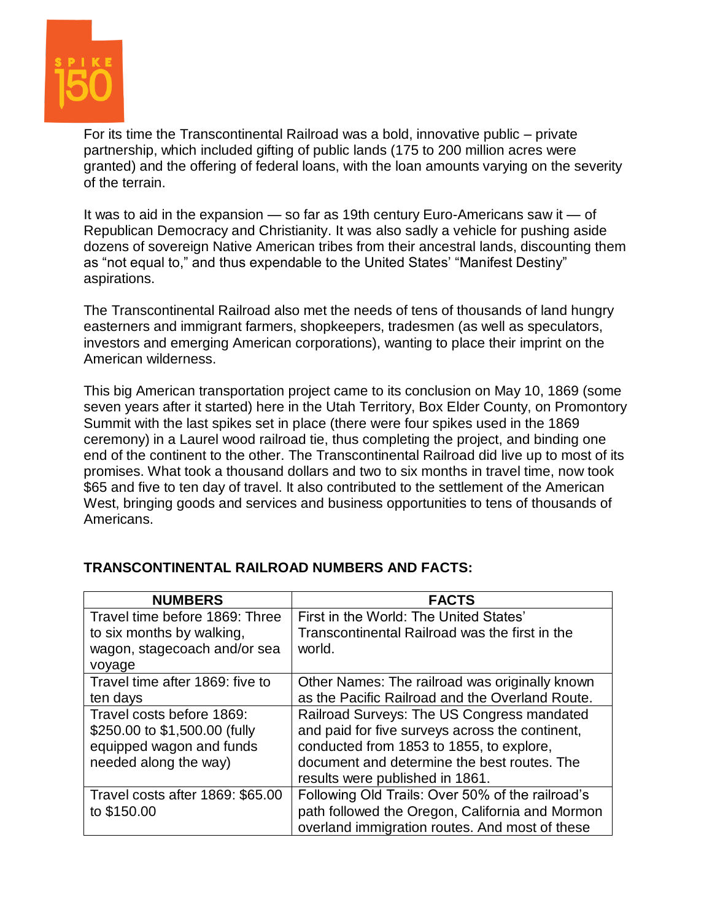For its time the Transcontinental Railroad was a bold, innovative public – private partnership, which included gifting of public lands (175 to 200 million acres were granted) and the offering of federal loans, with the loan amounts varying on the severity of the terrain.

It was to aid in the expansion — so far as 19th century Euro-Americans saw it — of Republican Democracy and Christianity. It was also sadly a vehicle for pushing aside dozens of sovereign Native American tribes from their ancestral lands, discounting them as "not equal to," and thus expendable to the United States' "Manifest Destiny" aspirations.

The Transcontinental Railroad also met the needs of tens of thousands of land hungry easterners and immigrant farmers, shopkeepers, tradesmen (as well as speculators, investors and emerging American corporations), wanting to place their imprint on the American wilderness.

This big American transportation project came to its conclusion on May 10, 1869 (some seven years after it started) here in the Utah Territory, Box Elder County, on Promontory Summit with the last spikes set in place (there were four spikes used in the 1869 ceremony) in a Laurel wood railroad tie, thus completing the project, and binding one end of the continent to the other. The Transcontinental Railroad did live up to most of its promises. What took a thousand dollars and two to six months in travel time, now took $65 and five to ten day of travel. It also contributed to the settlement of the American West, bringing goods and services and business opportunities to tens of thousands of Americans.

**TRANSCONTINENTAL RAILROAD NUMBERS AND FACTS:**

| NUMBERS | FACTS |
|---|---|
| Travel time before 1869: Three to six months by walking, wagon, stagecoach and/or sea voyage | First in the World: The United States' Transcontinental Railroad was the first in the world. |
| Travel time after 1869: five to ten days | Other Names: The railroad was originally known as the Pacific Railroad and the Overland Route. |
| Travel costs before 1869: $250.00 to $1,500.00 (fully equipped wagon and funds needed along the way) | Railroad Surveys: The US Congress mandated and paid for five surveys across the continent, conducted from 1853 to 1855, to explore, document and determine the best routes. The results were published in 1861. |
| Travel costs after 1869: $65.00 to $150.00 | Following Old Trails: Over 50% of the railroad's path followed the Oregon, California and Mormon overland immigration routes. And most of these |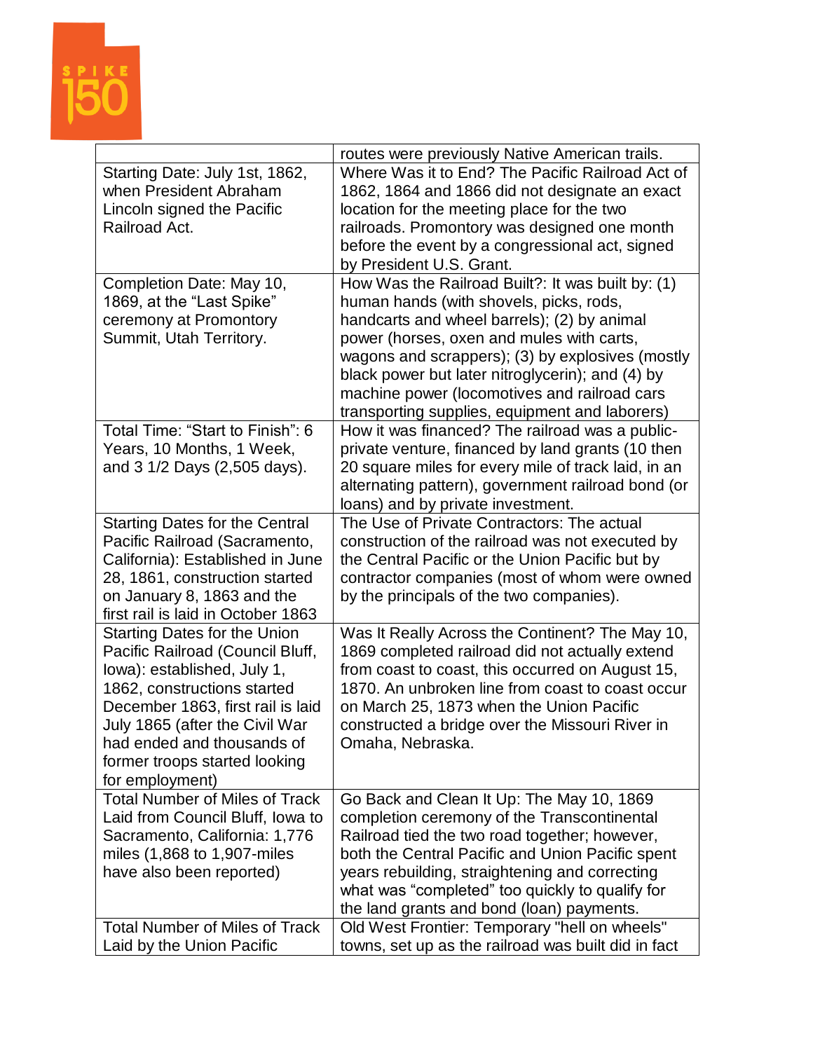| | |
|---|---|
| | routes were previously Native American trails. |
| Starting Date: July 1st, 1862, when President Abraham Lincoln signed the Pacific Railroad Act. | Where Was it to End? The Pacific Railroad Act of 1862, 1864 and 1866 did not designate an exact location for the meeting place for the two railroads. Promontory was designed one month before the event by a congressional act, signed by President U.S. Grant. |
| Completion Date: May 10, 1869, at the "Last Spike" ceremony at Promontory Summit, Utah Territory. | How Was the Railroad Built?: It was built by: (1) human hands (with shovels, picks, rods, handcarts and wheel barrels); (2) by animal power (horses, oxen and mules with carts, wagons and scrappers); (3) by explosives (mostly black power but later nitroglycerin); and (4) by machine power (locomotives and railroad cars transporting supplies, equipment and laborers) |
| Total Time: "Start to Finish": 6 Years, 10 Months, 1 Week, and 3 1/2 Days (2,505 days). | How it was financed? The railroad was a public-private venture, financed by land grants (10 then 20 square miles for every mile of track laid, in an alternating pattern), government railroad bond (or loans) and by private investment. |
| Starting Dates for the Central Pacific Railroad (Sacramento, California): Established in June 28, 1861, construction started on January 8, 1863 and the first rail is laid in October 1863 | The Use of Private Contractors: The actual construction of the railroad was not executed by the Central Pacific or the Union Pacific but by contractor companies (most of whom were owned by the principals of the two companies). |
| Starting Dates for the Union Pacific Railroad (Council Bluff, Iowa): established, July 1, 1862, constructions started December 1863, first rail is laid July 1865 (after the Civil War had ended and thousands of former troops started looking for employment) | Was It Really Across the Continent? The May 10, 1869 completed railroad did not actually extend from coast to coast, this occurred on August 15, 1870. An unbroken line from coast to coast occur on March 25, 1873 when the Union Pacific constructed a bridge over the Missouri River in Omaha, Nebraska. |
| Total Number of Miles of Track Laid from Council Bluff, Iowa to Sacramento, California: 1,776 miles (1,868 to 1,907-miles have also been reported) | Go Back and Clean It Up: The May 10, 1869 completion ceremony of the Transcontinental Railroad tied the two road together; however, both the Central Pacific and Union Pacific spent years rebuilding, straightening and correcting what was "completed" too quickly to qualify for the land grants and bond (loan) payments. |
| Total Number of Miles of Track Laid by the Union Pacific | Old West Frontier: Temporary "hell on wheels" towns, set up as the railroad was built did in fact |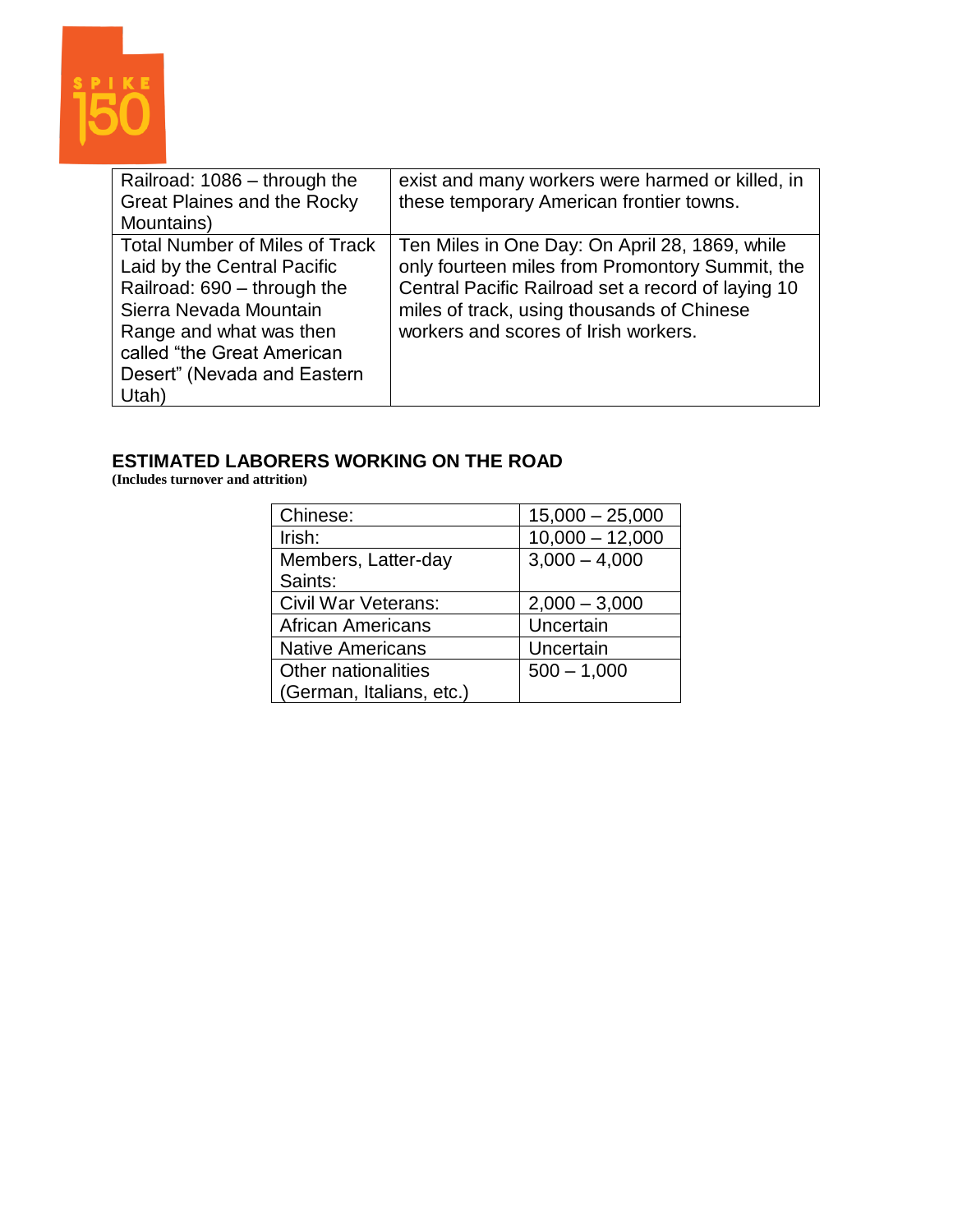| | |
|---|---|
| Railroad: 1086 – through the Great Plaines and the Rocky Mountains) | exist and many workers were harmed or killed, in these temporary American frontier towns. |
| Total Number of Miles of Track Laid by the Central Pacific Railroad: 690 – through the Sierra Nevada Mountain Range and what was then called "the Great American Desert" (Nevada and Eastern Utah) | Ten Miles in One Day: On April 28, 1869, while only fourteen miles from Promontory Summit, the Central Pacific Railroad set a record of laying 10 miles of track, using thousands of Chinese workers and scores of Irish workers. |

## ESTIMATED LABORERS WORKING ON THE ROAD

**(Includes turnover and attrition)**

| | |
|---|---|
| Chinese: | 15,000 – 25,000 |
| Irish: | 10,000 – 12,000 |
| Members, Latter-day Saints: | 3,000 – 4,000 |
| Civil War Veterans: | 2,000 – 3,000 |
| African Americans | Uncertain |
| Native Americans | Uncertain |
| Other nationalities (German, Italians, etc.) | 500 – 1,000 |